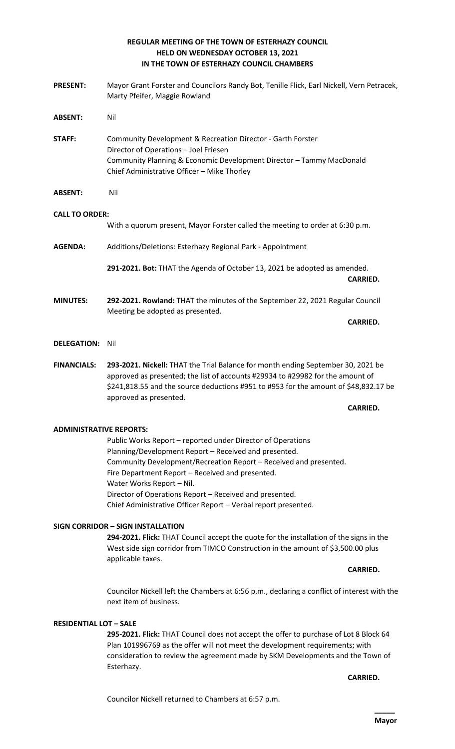**REGULAR MEETING OF THE TOWN OF ESTERHAZY COUNCIL**
**HELD ON WEDNESDAY OCTOBER 13, 2021**
**IN THE TOWN OF ESTERHAZY COUNCIL CHAMBERS**

**PRESENT:** Mayor Grant Forster and Councilors Randy Bot, Tenille Flick, Earl Nickell, Vern Petracek, Marty Pfeifer, Maggie Rowland

**ABSENT:** Nil

**STAFF:** Community Development & Recreation Director - Garth Forster
Director of Operations – Joel Friesen
Community Planning & Economic Development Director – Tammy MacDonald
Chief Administrative Officer – Mike Thorley

**ABSENT:** Nil

**CALL TO ORDER:**
With a quorum present, Mayor Forster called the meeting to order at 6:30 p.m.

**AGENDA:** Additions/Deletions: Esterhazy Regional Park - Appointment

**291-2021. Bot:** THAT the Agenda of October 13, 2021 be adopted as amended.
**CARRIED.**

**MINUTES:** **292-2021. Rowland:** THAT the minutes of the September 22, 2021 Regular Council Meeting be adopted as presented.
**CARRIED.**

**DELEGATION:** Nil

**FINANCIALS:** **293-2021. Nickell:** THAT the Trial Balance for month ending September 30, 2021 be approved as presented; the list of accounts #29934 to #29982 for the amount of $241,818.55 and the source deductions #951 to #953 for the amount of $48,832.17 be approved as presented.
**CARRIED.**

**ADMINISTRATIVE REPORTS:**
Public Works Report – reported under Director of Operations
Planning/Development Report – Received and presented.
Community Development/Recreation Report – Received and presented.
Fire Department Report – Received and presented.
Water Works Report – Nil.
Director of Operations Report – Received and presented.
Chief Administrative Officer Report – Verbal report presented.

**SIGN CORRIDOR – SIGN INSTALLATION**
**294-2021. Flick:** THAT Council accept the quote for the installation of the signs in the West side sign corridor from TIMCO Construction in the amount of $3,500.00 plus applicable taxes.
**CARRIED.**

Councilor Nickell left the Chambers at 6:56 p.m., declaring a conflict of interest with the next item of business.

**RESIDENTIAL LOT – SALE**
**295-2021. Flick:** THAT Council does not accept the offer to purchase of Lot 8 Block 64 Plan 101996769 as the offer will not meet the development requirements; with consideration to review the agreement made by SKM Developments and the Town of Esterhazy.
**CARRIED.**

Councilor Nickell returned to Chambers at 6:57 p.m.

_____
**Mayor**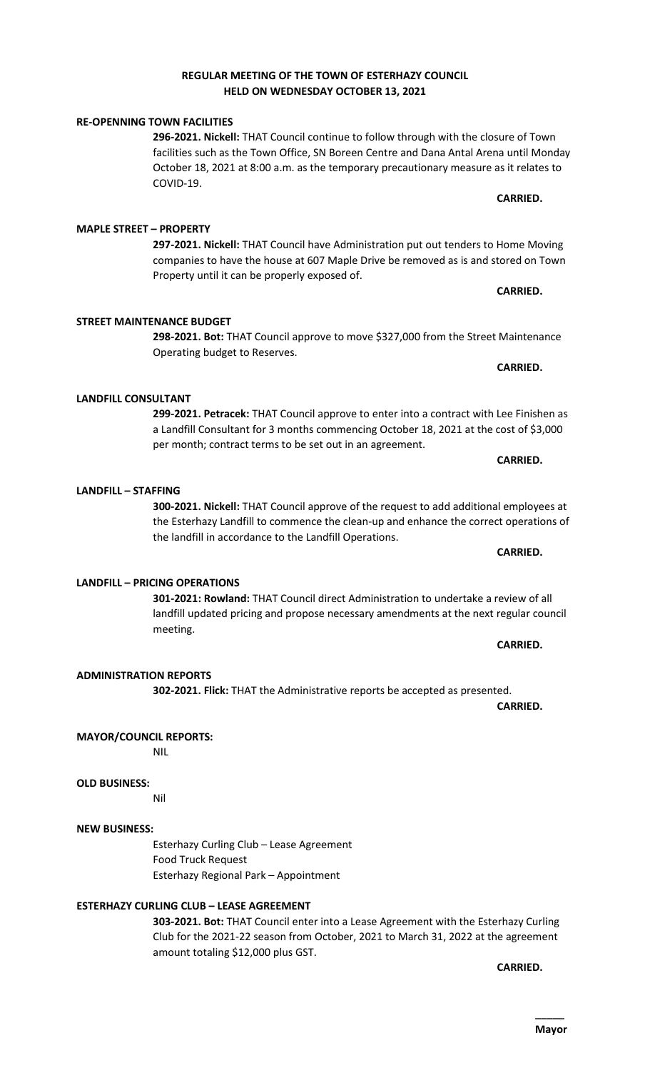**REGULAR MEETING OF THE TOWN OF ESTERHAZY COUNCIL HELD ON WEDNESDAY OCTOBER 13, 2021**

**RE-OPENNING TOWN FACILITIES**

**296-2021. Nickell:** THAT Council continue to follow through with the closure of Town facilities such as the Town Office, SN Boreen Centre and Dana Antal Arena until Monday October 18, 2021 at 8:00 a.m. as the temporary precautionary measure as it relates to COVID-19.

**CARRIED.**

**MAPLE STREET – PROPERTY**

**297-2021. Nickell:** THAT Council have Administration put out tenders to Home Moving companies to have the house at 607 Maple Drive be removed as is and stored on Town Property until it can be properly exposed of.

**CARRIED.**

**STREET MAINTENANCE BUDGET**

**298-2021. Bot:** THAT Council approve to move $327,000 from the Street Maintenance Operating budget to Reserves.

**CARRIED.**

**LANDFILL CONSULTANT**

**299-2021. Petracek:** THAT Council approve to enter into a contract with Lee Finishen as a Landfill Consultant for 3 months commencing October 18, 2021 at the cost of $3,000 per month; contract terms to be set out in an agreement.

**CARRIED.**

**LANDFILL – STAFFING**

**300-2021. Nickell:** THAT Council approve of the request to add additional employees at the Esterhazy Landfill to commence the clean-up and enhance the correct operations of the landfill in accordance to the Landfill Operations.

**CARRIED.**

**LANDFILL – PRICING OPERATIONS**

**301-2021: Rowland:** THAT Council direct Administration to undertake a review of all landfill updated pricing and propose necessary amendments at the next regular council meeting.

**CARRIED.**

**ADMINISTRATION REPORTS**

**302-2021. Flick:** THAT the Administrative reports be accepted as presented.

**CARRIED.**

**MAYOR/COUNCIL REPORTS:**

NIL

**OLD BUSINESS:**

Nil

**NEW BUSINESS:**

Esterhazy Curling Club – Lease Agreement
Food Truck Request
Esterhazy Regional Park – Appointment

**ESTERHAZY CURLING CLUB – LEASE AGREEMENT**

**303-2021. Bot:** THAT Council enter into a Lease Agreement with the Esterhazy Curling Club for the 2021-22 season from October, 2021 to March 31, 2022 at the agreement amount totaling $12,000 plus GST.

**CARRIED.**

_____
**Mayor**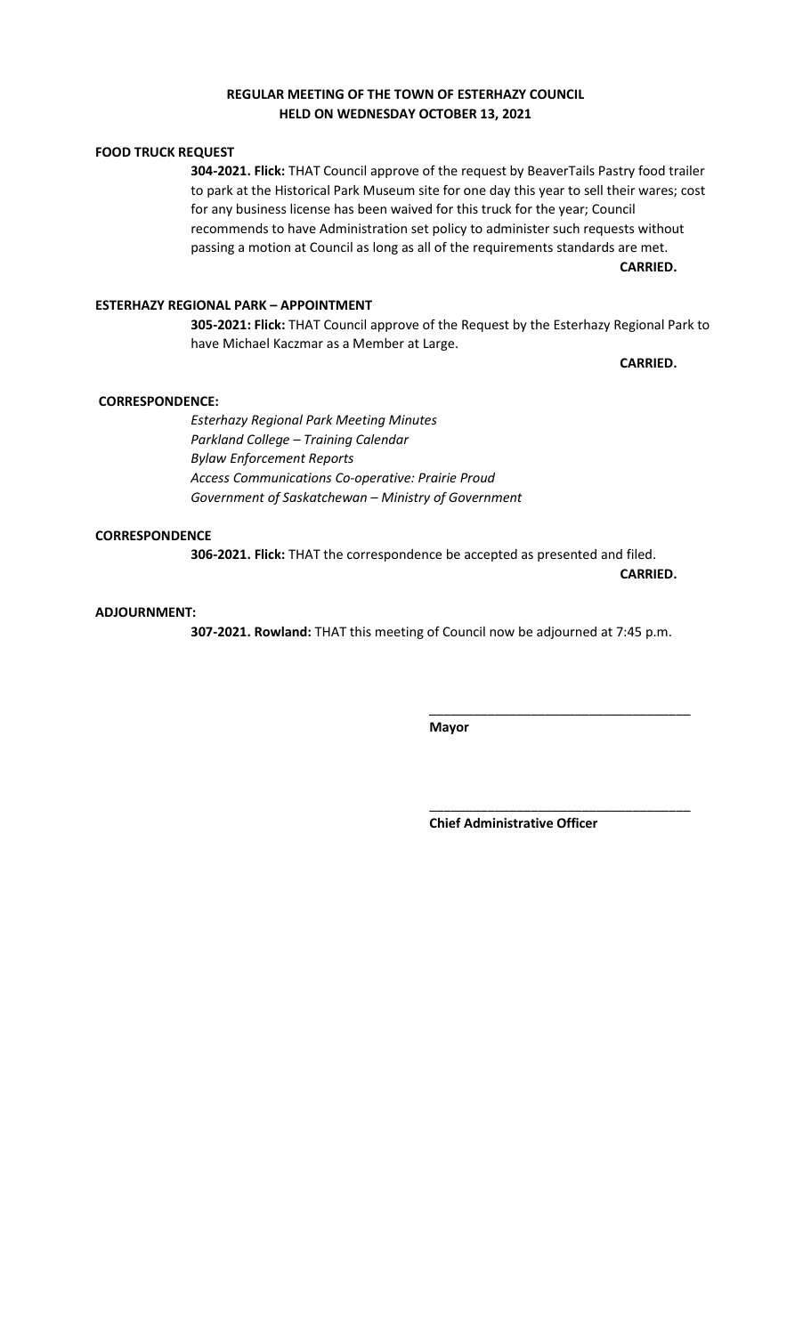**REGULAR MEETING OF THE TOWN OF ESTERHAZY COUNCIL**
**HELD ON WEDNESDAY OCTOBER 13, 2021**

**FOOD TRUCK REQUEST**

**304-2021. Flick:** THAT Council approve of the request by BeaverTails Pastry food trailer to park at the Historical Park Museum site for one day this year to sell their wares; cost for any business license has been waived for this truck for the year; Council recommends to have Administration set policy to administer such requests without passing a motion at Council as long as all of the requirements standards are met.

**CARRIED.**

**ESTERHAZY REGIONAL PARK – APPOINTMENT**

**305-2021: Flick:** THAT Council approve of the Request by the Esterhazy Regional Park to have Michael Kaczmar as a Member at Large.

**CARRIED.**

**CORRESPONDENCE:**

*Esterhazy Regional Park Meeting Minutes*
*Parkland College – Training Calendar*
*Bylaw Enforcement Reports*
*Access Communications Co-operative: Prairie Proud*
*Government of Saskatchewan – Ministry of Government*

**CORRESPONDENCE**

**306-2021. Flick:** THAT the correspondence be accepted as presented and filed.

**CARRIED.**

**ADJOURNMENT:**

**307-2021. Rowland:** THAT this meeting of Council now be adjourned at 7:45 p.m.

\_\_\_\_\_\_\_\_\_\_\_\_\_\_\_\_\_\_\_\_\_\_\_\_\_\_\_\_\_\_\_\_\_\_\_\_
**Mayor**

\_\_\_\_\_\_\_\_\_\_\_\_\_\_\_\_\_\_\_\_\_\_\_\_\_\_\_\_\_\_\_\_\_\_\_\_
**Chief Administrative Officer**